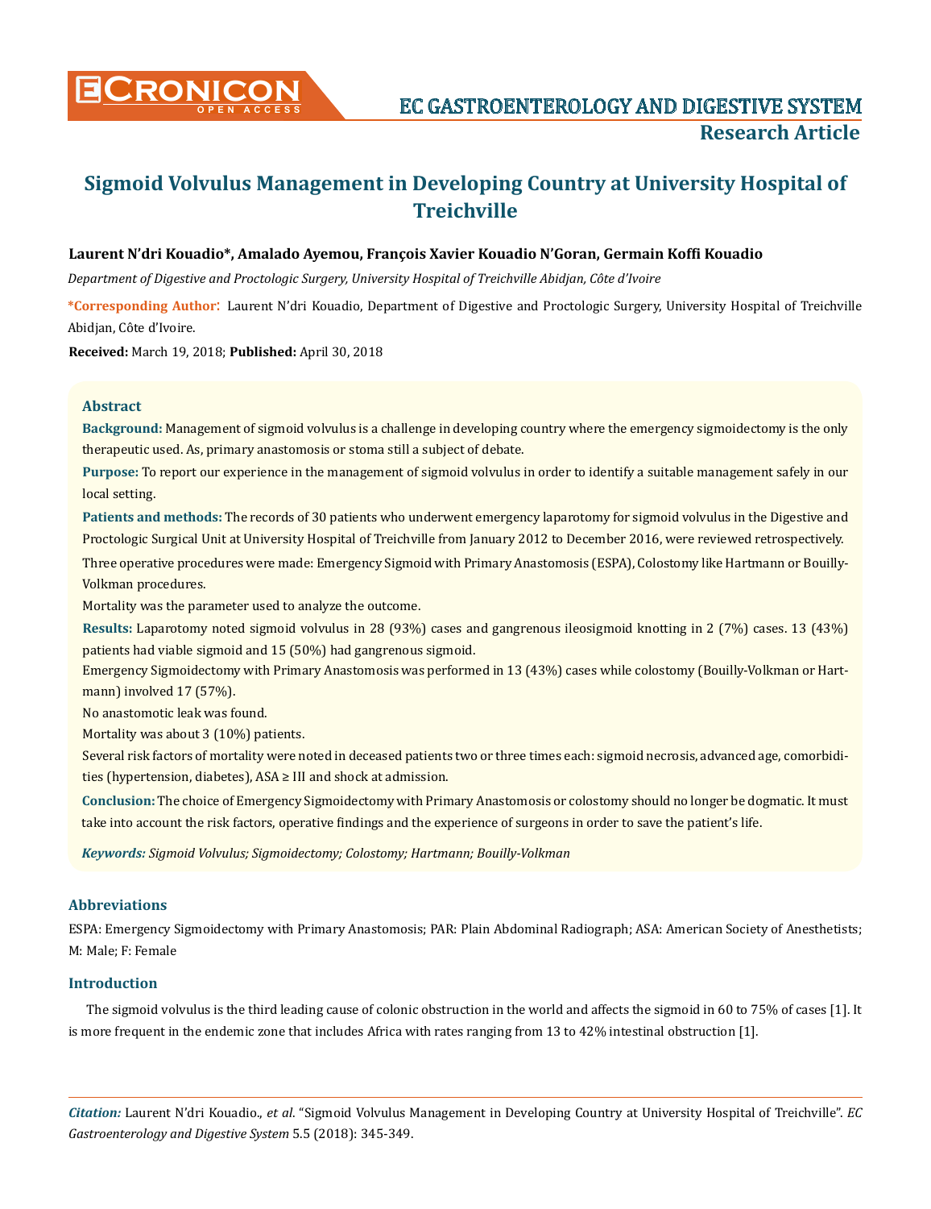# Sigmoid Volvulus Management in Developing Country at University Hospital of Treichville

**Laurent N'dri Kouadio\*, Amalado Ayemou, François Xavier Kouadio N'Goran, Germain Koffi Kouadio**

*Department of Digestive and Proctologic Surgery, University Hospital of Treichville Abidjan, Côte d'Ivoire*

**\*Corresponding Author:** Laurent N'dri Kouadio, Department of Digestive and Proctologic Surgery, University Hospital of Treichville Abidjan, Côte d'Ivoire.

**Received:** March 19, 2018; **Published:** April 30, 2018

## Abstract

**Background:** Management of sigmoid volvulus is a challenge in developing country where the emergency sigmoidectomy is the only therapeutic used. As, primary anastomosis or stoma still a subject of debate.

**Purpose:** To report our experience in the management of sigmoid volvulus in order to identify a suitable management safely in our local setting.

**Patients and methods:** The records of 30 patients who underwent emergency laparotomy for sigmoid volvulus in the Digestive and Proctologic Surgical Unit at University Hospital of Treichville from January 2012 to December 2016, were reviewed retrospectively.

Three operative procedures were made: Emergency Sigmoid with Primary Anastomosis (ESPA), Colostomy like Hartmann or Bouilly-Volkman procedures.

Mortality was the parameter used to analyze the outcome.

**Results:** Laparotomy noted sigmoid volvulus in 28 (93%) cases and gangrenous ileosigmoid knotting in 2 (7%) cases. 13 (43%) patients had viable sigmoid and 15 (50%) had gangrenous sigmoid.

Emergency Sigmoidectomy with Primary Anastomosis was performed in 13 (43%) cases while colostomy (Bouilly-Volkman or Hartmann) involved 17 (57%).

No anastomotic leak was found.

Mortality was about 3 (10%) patients.

Several risk factors of mortality were noted in deceased patients two or three times each: sigmoid necrosis, advanced age, comorbidities (hypertension, diabetes), ASA ≥ III and shock at admission.

**Conclusion:** The choice of Emergency Sigmoidectomy with Primary Anastomosis or colostomy should no longer be dogmatic. It must take into account the risk factors, operative findings and the experience of surgeons in order to save the patient's life.

***Keywords:*** *Sigmoid Volvulus; Sigmoidectomy; Colostomy; Hartmann; Bouilly-Volkman*

## Abbreviations

ESPA: Emergency Sigmoidectomy with Primary Anastomosis; PAR: Plain Abdominal Radiograph; ASA: American Society of Anesthetists; M: Male; F: Female

## Introduction

The sigmoid volvulus is the third leading cause of colonic obstruction in the world and affects the sigmoid in 60 to 75% of cases [1]. It is more frequent in the endemic zone that includes Africa with rates ranging from 13 to 42% intestinal obstruction [1].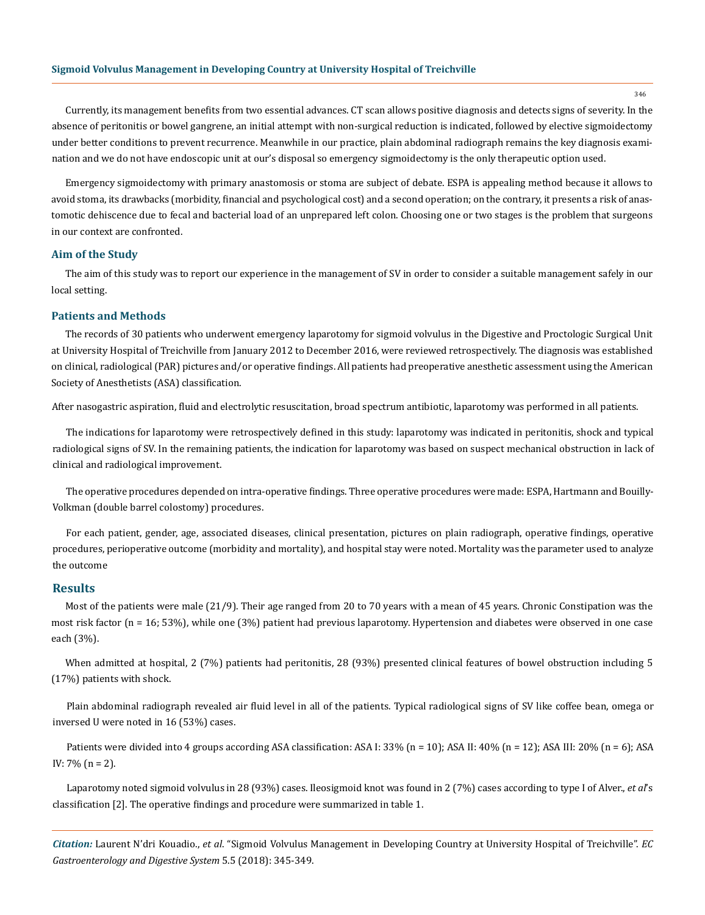Currently, its management benefits from two essential advances. CT scan allows positive diagnosis and detects signs of severity. In the absence of peritonitis or bowel gangrene, an initial attempt with non-surgical reduction is indicated, followed by elective sigmoidectomy under better conditions to prevent recurrence. Meanwhile in our practice, plain abdominal radiograph remains the key diagnosis examination and we do not have endoscopic unit at our's disposal so emergency sigmoidectomy is the only therapeutic option used.

Emergency sigmoidectomy with primary anastomosis or stoma are subject of debate. ESPA is appealing method because it allows to avoid stoma, its drawbacks (morbidity, financial and psychological cost) and a second operation; on the contrary, it presents a risk of anastomotic dehiscence due to fecal and bacterial load of an unprepared left colon. Choosing one or two stages is the problem that surgeons in our context are confronted.

## Aim of the Study

The aim of this study was to report our experience in the management of SV in order to consider a suitable management safely in our local setting.

## Patients and Methods

The records of 30 patients who underwent emergency laparotomy for sigmoid volvulus in the Digestive and Proctologic Surgical Unit at University Hospital of Treichville from January 2012 to December 2016, were reviewed retrospectively. The diagnosis was established on clinical, radiological (PAR) pictures and/or operative findings. All patients had preoperative anesthetic assessment using the American Society of Anesthetists (ASA) classification.

After nasogastric aspiration, fluid and electrolytic resuscitation, broad spectrum antibiotic, laparotomy was performed in all patients.

The indications for laparotomy were retrospectively defined in this study: laparotomy was indicated in peritonitis, shock and typical radiological signs of SV. In the remaining patients, the indication for laparotomy was based on suspect mechanical obstruction in lack of clinical and radiological improvement.

The operative procedures depended on intra-operative findings. Three operative procedures were made: ESPA, Hartmann and Bouilly-Volkman (double barrel colostomy) procedures.

For each patient, gender, age, associated diseases, clinical presentation, pictures on plain radiograph, operative findings, operative procedures, perioperative outcome (morbidity and mortality), and hospital stay were noted. Mortality was the parameter used to analyze the outcome

## Results

Most of the patients were male (21/9). Their age ranged from 20 to 70 years with a mean of 45 years. Chronic Constipation was the most risk factor (n = 16; 53%), while one (3%) patient had previous laparotomy. Hypertension and diabetes were observed in one case each (3%).

When admitted at hospital, 2 (7%) patients had peritonitis, 28 (93%) presented clinical features of bowel obstruction including 5 (17%) patients with shock.

Plain abdominal radiograph revealed air fluid level in all of the patients. Typical radiological signs of SV like coffee bean, omega or inversed U were noted in 16 (53%) cases.

Patients were divided into 4 groups according ASA classification: ASA I: 33% (n = 10); ASA II: 40% (n = 12); ASA III: 20% (n = 6); ASA IV: 7% (n = 2).

Laparotomy noted sigmoid volvulus in 28 (93%) cases. Ileosigmoid knot was found in 2 (7%) cases according to type I of Alver., *et al*'s classification [2]. The operative findings and procedure were summarized in table 1.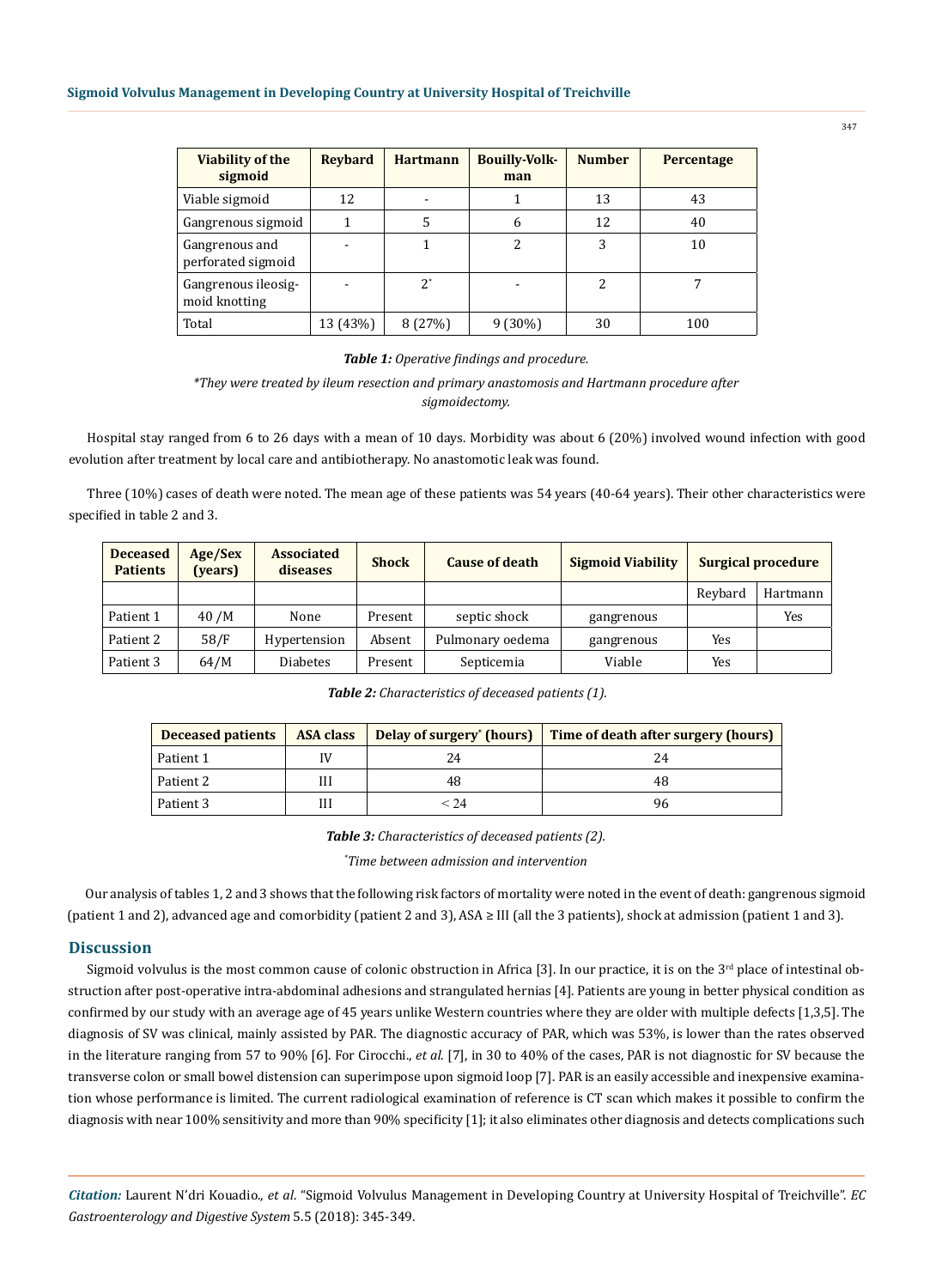| Viability of the sigmoid | Reybard | Hartmann | Bouilly-Volkman | Number | Percentage |
|---|---|---|---|---|---|
| Viable sigmoid | 12 | - | 1 | 13 | 43 |
| Gangrenous sigmoid | 1 | 5 | 6 | 12 | 40 |
| Gangrenous and perforated sigmoid | - | 1 | 2 | 3 | 10 |
| Gangrenous ileosigmoid knotting | - | 2* | - | 2 | 7 |
| Total | 13 (43%) | 8 (27%) | 9 (30%) | 30 | 100 |

***Table 1:*** *Operative findings and procedure.*

**They were treated by ileum resection and primary anastomosis and Hartmann procedure after sigmoidectomy.*

Hospital stay ranged from 6 to 26 days with a mean of 10 days. Morbidity was about 6 (20%) involved wound infection with good evolution after treatment by local care and antibiotherapy. No anastomotic leak was found.

Three (10%) cases of death were noted. The mean age of these patients was 54 years (40-64 years). Their other characteristics were specified in table 2 and 3.

| Deceased Patients | Age/Sex (years) | Associated diseases | Shock | Cause of death | Sigmoid Viability | Surgical procedure | |
|---|---|---|---|---|---|---|---|
| | | | | | | Reybard | Hartmann |
| Patient 1 | 40 /M | None | Present | septic shock | gangrenous | | Yes |
| Patient 2 | 58/F | Hypertension | Absent | Pulmonary oedema | gangrenous | Yes | |
| Patient 3 | 64/M | Diabetes | Present | Septicemia | Viable | Yes | |

***Table 2:*** *Characteristics of deceased patients (1).*

| Deceased patients | ASA class | Delay of surgery* (hours) | Time of death after surgery (hours) |
|---|---|---|---|
| Patient 1 | IV | 24 | 24 |
| Patient 2 | III | 48 | 48 |
| Patient 3 | III | < 24 | 96 |

***Table 3:*** *Characteristics of deceased patients (2).*

**Time between admission and intervention*

Our analysis of tables 1, 2 and 3 shows that the following risk factors of mortality were noted in the event of death: gangrenous sigmoid (patient 1 and 2), advanced age and comorbidity (patient 2 and 3), ASA ≥ III (all the 3 patients), shock at admission (patient 1 and 3).

## Discussion

Sigmoid volvulus is the most common cause of colonic obstruction in Africa [3]. In our practice, it is on the 3rd place of intestinal obstruction after post-operative intra-abdominal adhesions and strangulated hernias [4]. Patients are young in better physical condition as confirmed by our study with an average age of 45 years unlike Western countries where they are older with multiple defects [1,3,5]. The diagnosis of SV was clinical, mainly assisted by PAR. The diagnostic accuracy of PAR, which was 53%, is lower than the rates observed in the literature ranging from 57 to 90% [6]. For Cirocchi., *et al*. [7], in 30 to 40% of the cases, PAR is not diagnostic for SV because the transverse colon or small bowel distension can superimpose upon sigmoid loop [7]. PAR is an easily accessible and inexpensive examination whose performance is limited. The current radiological examination of reference is CT scan which makes it possible to confirm the diagnosis with near 100% sensitivity and more than 90% specificity [1]; it also eliminates other diagnosis and detects complications such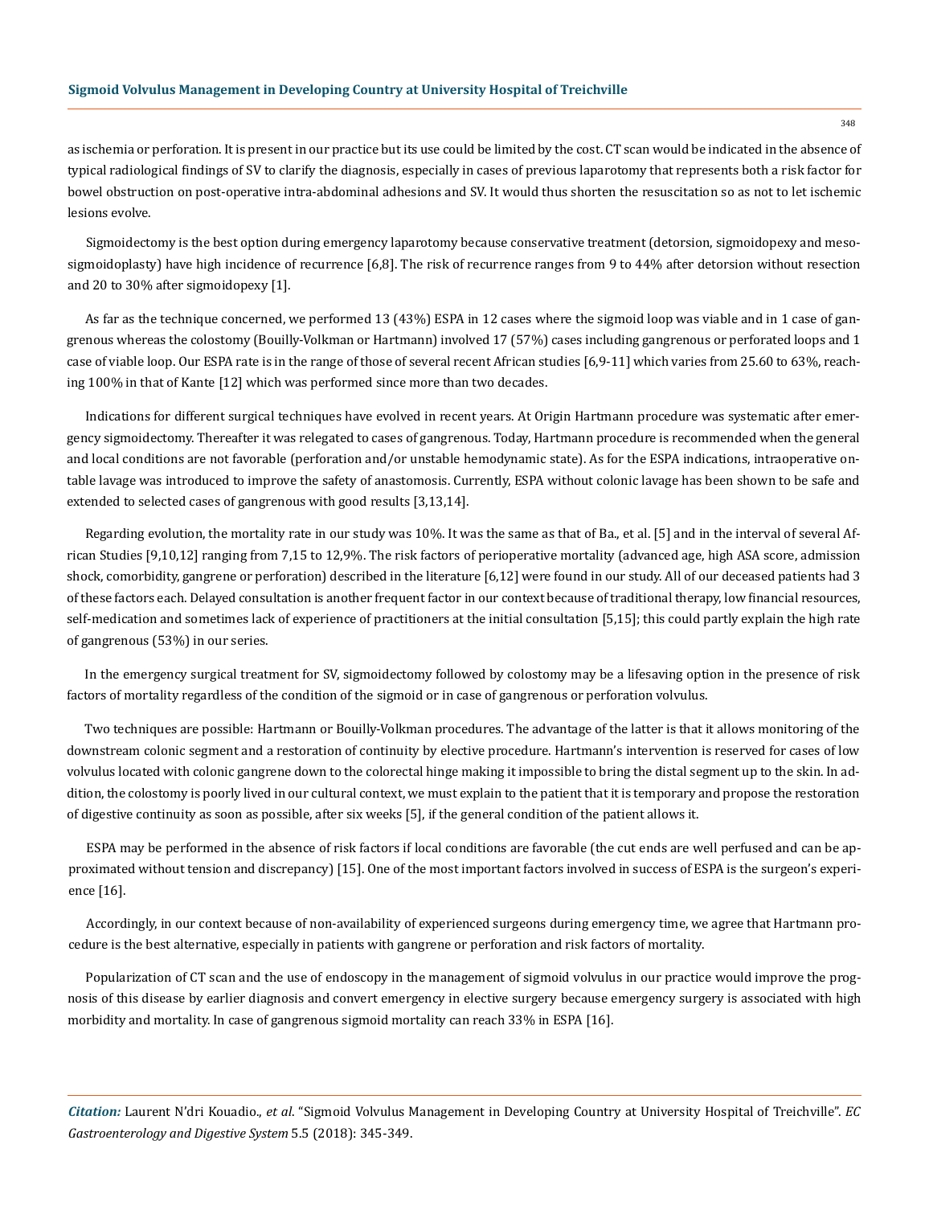as ischemia or perforation. It is present in our practice but its use could be limited by the cost. CT scan would be indicated in the absence of typical radiological findings of SV to clarify the diagnosis, especially in cases of previous laparotomy that represents both a risk factor for bowel obstruction on post-operative intra-abdominal adhesions and SV. It would thus shorten the resuscitation so as not to let ischemic lesions evolve.

Sigmoidectomy is the best option during emergency laparotomy because conservative treatment (detorsion, sigmoidopexy and meso-sigmoidoplasty) have high incidence of recurrence [6,8]. The risk of recurrence ranges from 9 to 44% after detorsion without resection and 20 to 30% after sigmoidopexy [1].

As far as the technique concerned, we performed 13 (43%) ESPA in 12 cases where the sigmoid loop was viable and in 1 case of gangrenous whereas the colostomy (Bouilly-Volkman or Hartmann) involved 17 (57%) cases including gangrenous or perforated loops and 1 case of viable loop. Our ESPA rate is in the range of those of several recent African studies [6,9-11] which varies from 25.60 to 63%, reaching 100% in that of Kante [12] which was performed since more than two decades.

Indications for different surgical techniques have evolved in recent years. At Origin Hartmann procedure was systematic after emergency sigmoidectomy. Thereafter it was relegated to cases of gangrenous. Today, Hartmann procedure is recommended when the general and local conditions are not favorable (perforation and/or unstable hemodynamic state). As for the ESPA indications, intraoperative on-table lavage was introduced to improve the safety of anastomosis. Currently, ESPA without colonic lavage has been shown to be safe and extended to selected cases of gangrenous with good results [3,13,14].

Regarding evolution, the mortality rate in our study was 10%. It was the same as that of Ba., et al. [5] and in the interval of several African Studies [9,10,12] ranging from 7,15 to 12,9%. The risk factors of perioperative mortality (advanced age, high ASA score, admission shock, comorbidity, gangrene or perforation) described in the literature [6,12] were found in our study. All of our deceased patients had 3 of these factors each. Delayed consultation is another frequent factor in our context because of traditional therapy, low financial resources, self-medication and sometimes lack of experience of practitioners at the initial consultation [5,15]; this could partly explain the high rate of gangrenous (53%) in our series.

In the emergency surgical treatment for SV, sigmoidectomy followed by colostomy may be a lifesaving option in the presence of risk factors of mortality regardless of the condition of the sigmoid or in case of gangrenous or perforation volvulus.

Two techniques are possible: Hartmann or Bouilly-Volkman procedures. The advantage of the latter is that it allows monitoring of the downstream colonic segment and a restoration of continuity by elective procedure. Hartmann's intervention is reserved for cases of low volvulus located with colonic gangrene down to the colorectal hinge making it impossible to bring the distal segment up to the skin. In addition, the colostomy is poorly lived in our cultural context, we must explain to the patient that it is temporary and propose the restoration of digestive continuity as soon as possible, after six weeks [5], if the general condition of the patient allows it.

ESPA may be performed in the absence of risk factors if local conditions are favorable (the cut ends are well perfused and can be approximated without tension and discrepancy) [15]. One of the most important factors involved in success of ESPA is the surgeon's experience [16].

Accordingly, in our context because of non-availability of experienced surgeons during emergency time, we agree that Hartmann procedure is the best alternative, especially in patients with gangrene or perforation and risk factors of mortality.

Popularization of CT scan and the use of endoscopy in the management of sigmoid volvulus in our practice would improve the prognosis of this disease by earlier diagnosis and convert emergency in elective surgery because emergency surgery is associated with high morbidity and mortality. In case of gangrenous sigmoid mortality can reach 33% in ESPA [16].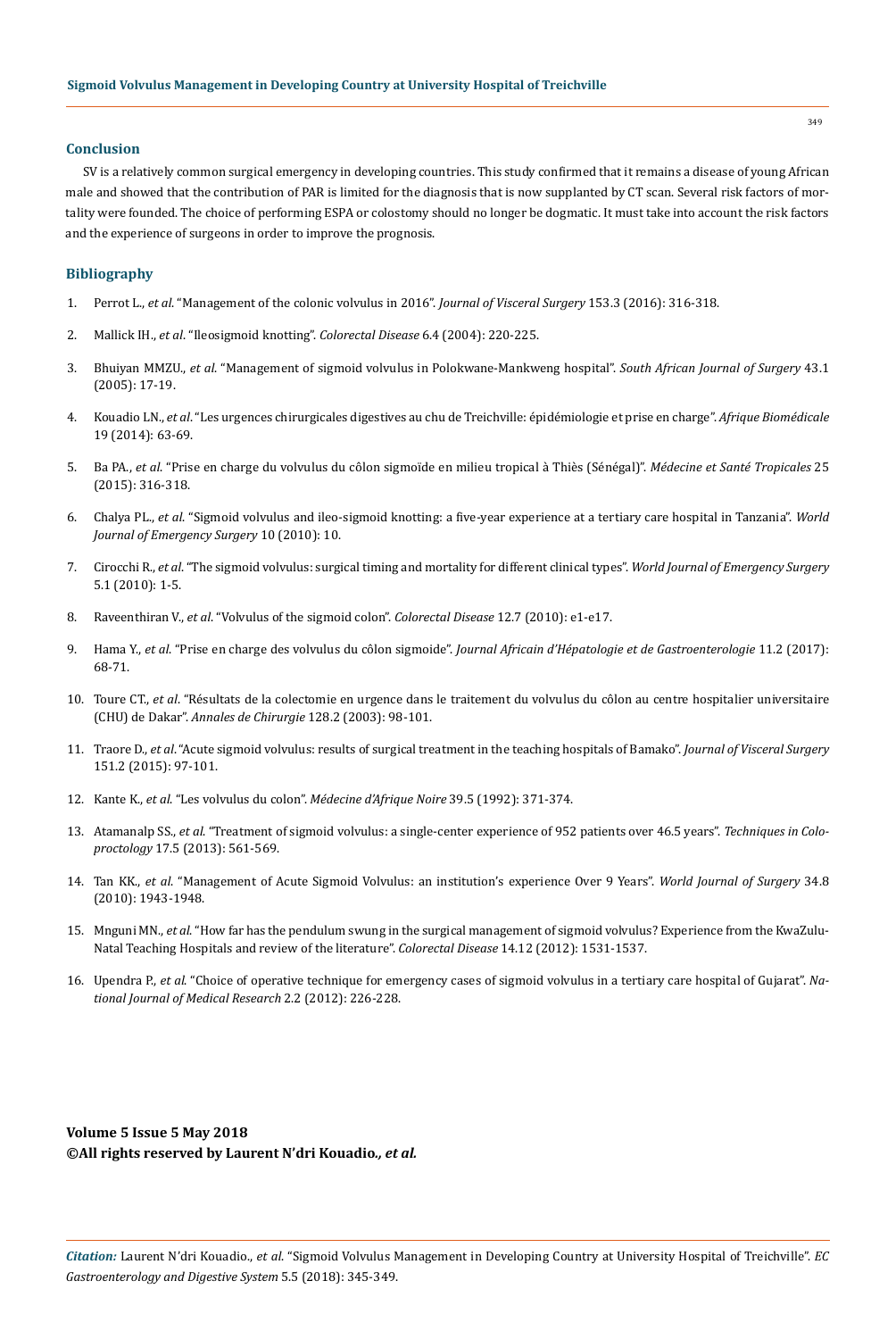## Conclusion

SV is a relatively common surgical emergency in developing countries. This study confirmed that it remains a disease of young African male and showed that the contribution of PAR is limited for the diagnosis that is now supplanted by CT scan. Several risk factors of mortality were founded. The choice of performing ESPA or colostomy should no longer be dogmatic. It must take into account the risk factors and the experience of surgeons in order to improve the prognosis.

## Bibliography

1. Perrot L., *et al*. "Management of the colonic volvulus in 2016". *Journal of Visceral Surgery* 153.3 (2016): 316-318.
2. Mallick IH., *et al*. "Ileosigmoid knotting". *Colorectal Disease* 6.4 (2004): 220-225.
3. Bhuiyan MMZU., *et al*. "Management of sigmoid volvulus in Polokwane-Mankweng hospital". *South African Journal of Surgery* 43.1 (2005): 17-19.
4. Kouadio LN., *et al*. "Les urgences chirurgicales digestives au chu de Treichville: épidémiologie et prise en charge". *Afrique Biomédicale* 19 (2014): 63-69.
5. Ba PA., *et al*. "Prise en charge du volvulus du côlon sigmoïde en milieu tropical à Thiès (Sénégal)". *Médecine et Santé Tropicales* 25 (2015): 316-318.
6. Chalya PL., *et al*. "Sigmoid volvulus and ileo-sigmoid knotting: a five-year experience at a tertiary care hospital in Tanzania". *World Journal of Emergency Surgery* 10 (2010): 10.
7. Cirocchi R., *et al*. "The sigmoid volvulus: surgical timing and mortality for different clinical types". *World Journal of Emergency Surgery* 5.1 (2010): 1-5.
8. Raveenthiran V., *et al*. "Volvulus of the sigmoid colon". *Colorectal Disease* 12.7 (2010): e1-e17.
9. Hama Y., *et al*. "Prise en charge des volvulus du côlon sigmoide". *Journal Africain d'Hépatologie et de Gastroenterologie* 11.2 (2017): 68-71.
10. Toure CT., *et al*. "Résultats de la colectomie en urgence dans le traitement du volvulus du côlon au centre hospitalier universitaire (CHU) de Dakar". *Annales de Chirurgie* 128.2 (2003): 98-101.
11. Traore D., *et al*. "Acute sigmoid volvulus: results of surgical treatment in the teaching hospitals of Bamako". *Journal of Visceral Surgery* 151.2 (2015): 97-101.
12. Kante K., *et al*. "Les volvulus du colon". *Médecine d'Afrique Noire* 39.5 (1992): 371-374.
13. Atamanalp SS., *et al*. "Treatment of sigmoid volvulus: a single-center experience of 952 patients over 46.5 years". *Techniques in Coloproctology* 17.5 (2013): 561-569.
14. Tan KK., *et al*. "Management of Acute Sigmoid Volvulus: an institution's experience Over 9 Years". *World Journal of Surgery* 34.8 (2010): 1943-1948.
15. Mnguni MN., *et al*. "How far has the pendulum swung in the surgical management of sigmoid volvulus? Experience from the KwaZulu-Natal Teaching Hospitals and review of the literature". *Colorectal Disease* 14.12 (2012): 1531-1537.
16. Upendra P., *et al*. "Choice of operative technique for emergency cases of sigmoid volvulus in a tertiary care hospital of Gujarat". *National Journal of Medical Research* 2.2 (2012): 226-228.

**Volume 5 Issue 5 May 2018**
**©All rights reserved by Laurent N'dri Kouadio*., et al.***